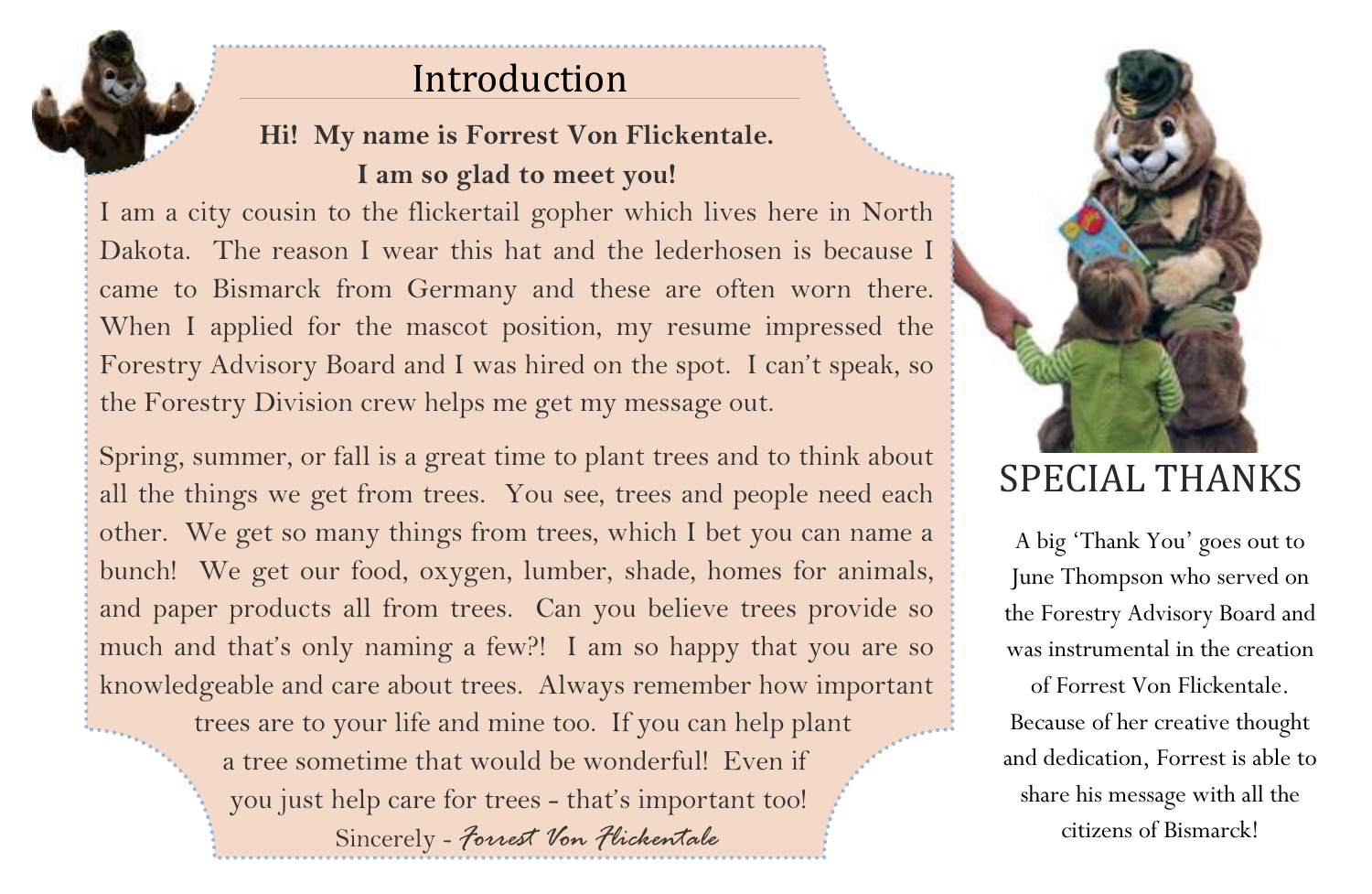## Introduction

**Hi! My name is Forrest Von Flickentale.**
**I am so glad to meet you!**

I am a city cousin to the flickertail gopher which lives here in North Dakota. The reason I wear this hat and the lederhosen is because I came to Bismarck from Germany and these are often worn there. When I applied for the mascot position, my resume impressed the Forestry Advisory Board and I was hired on the spot. I can't speak, so the Forestry Division crew helps me get my message out.

Spring, summer, or fall is a great time to plant trees and to think about all the things we get from trees. You see, trees and people need each other. We get so many things from trees, which I bet you can name a bunch! We get our food, oxygen, lumber, shade, homes for animals, and paper products all from trees. Can you believe trees provide so much and that's only naming a few?! I am so happy that you are so knowledgeable and care about trees. Always remember how important trees are to your life and mine too. If you can help plant a tree sometime that would be wonderful! Even if you just help care for trees - that's important too!

Sincerely - *Forrest Von Flickentale*

## SPECIAL THANKS

A big 'Thank You' goes out to June Thompson who served on the Forestry Advisory Board and was instrumental in the creation of Forrest Von Flickentale. Because of her creative thought and dedication, Forrest is able to share his message with all the citizens of Bismarck!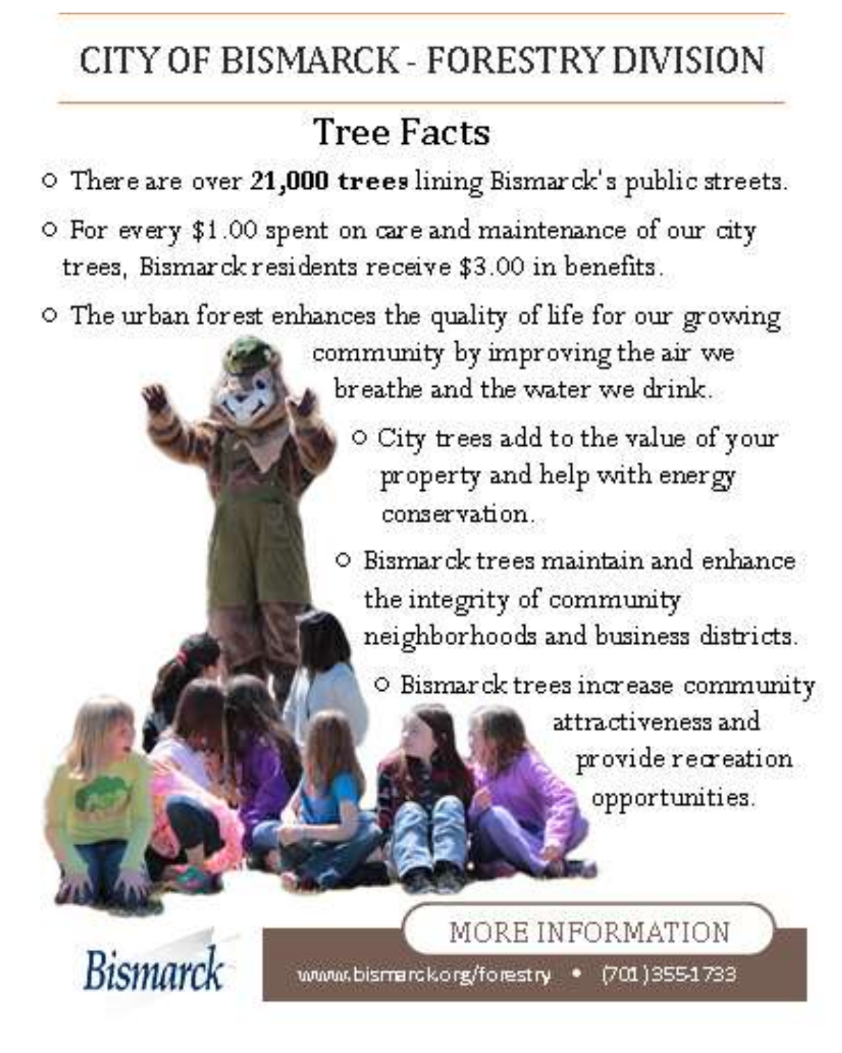# CITY OF BISMARCK - FORESTRY DIVISION

## Tree Facts

- There are over **21,000 trees** lining Bismarck's public streets.
- For every $1.00 spent on care and maintenance of our city trees, Bismarck residents receive $3.00 in benefits.
- The urban forest enhances the quality of life for our growing community by improving the air we breathe and the water we drink.
- City trees add to the value of your property and help with energy conservation.
- Bismarck trees maintain and enhance the integrity of community neighborhoods and business districts.
- Bismarck trees increase community attractiveness and provide recreation opportunities.

Bismarck

MORE INFORMATION

www.bismarck.org/forestry • (701)355-1733